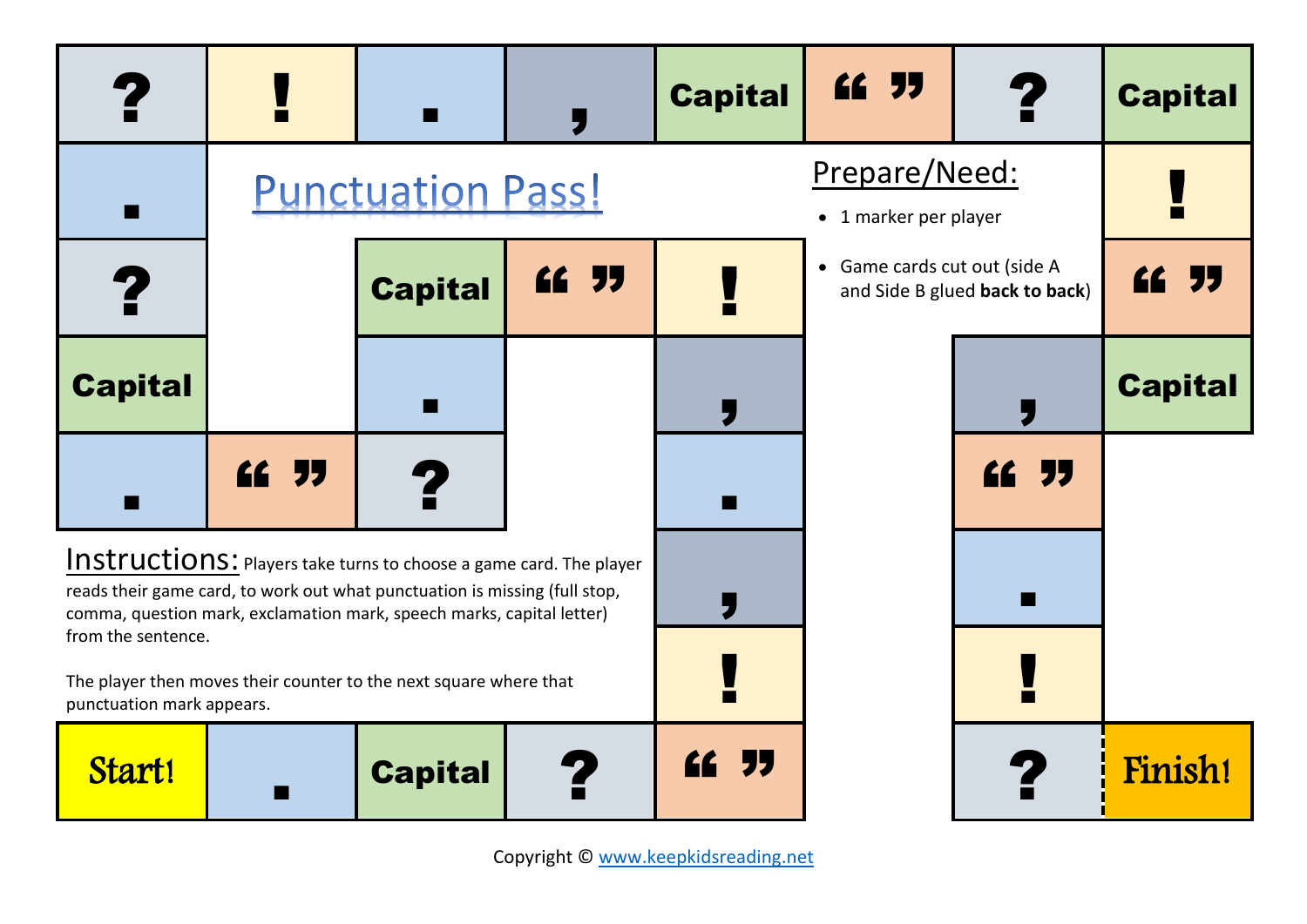# Punctuation Pass!

## Prepare/Need:

- 1 marker per player
- Game cards cut out (side A and Side B glued **back to back**)

**Instructions:** Players take turns to choose a game card. The player reads their game card, to work out what punctuation is missing (full stop, comma, question mark, exclamation mark, speech marks, capital letter) from the sentence.

The player then moves their counter to the next square where that punctuation mark appears.

Start! | . | Capital | ? | “ ” | ! | , | . | , | ! | “ ” | Capital | . | ? | “ ” | . | Capital | ? | . | ? | ! | . | , | Capital | “ ” | ? | Capital | ! | “ ” | Capital | , | “ ” | . | ! | ? | Finish!

Copyright © www.keepkidsreading.net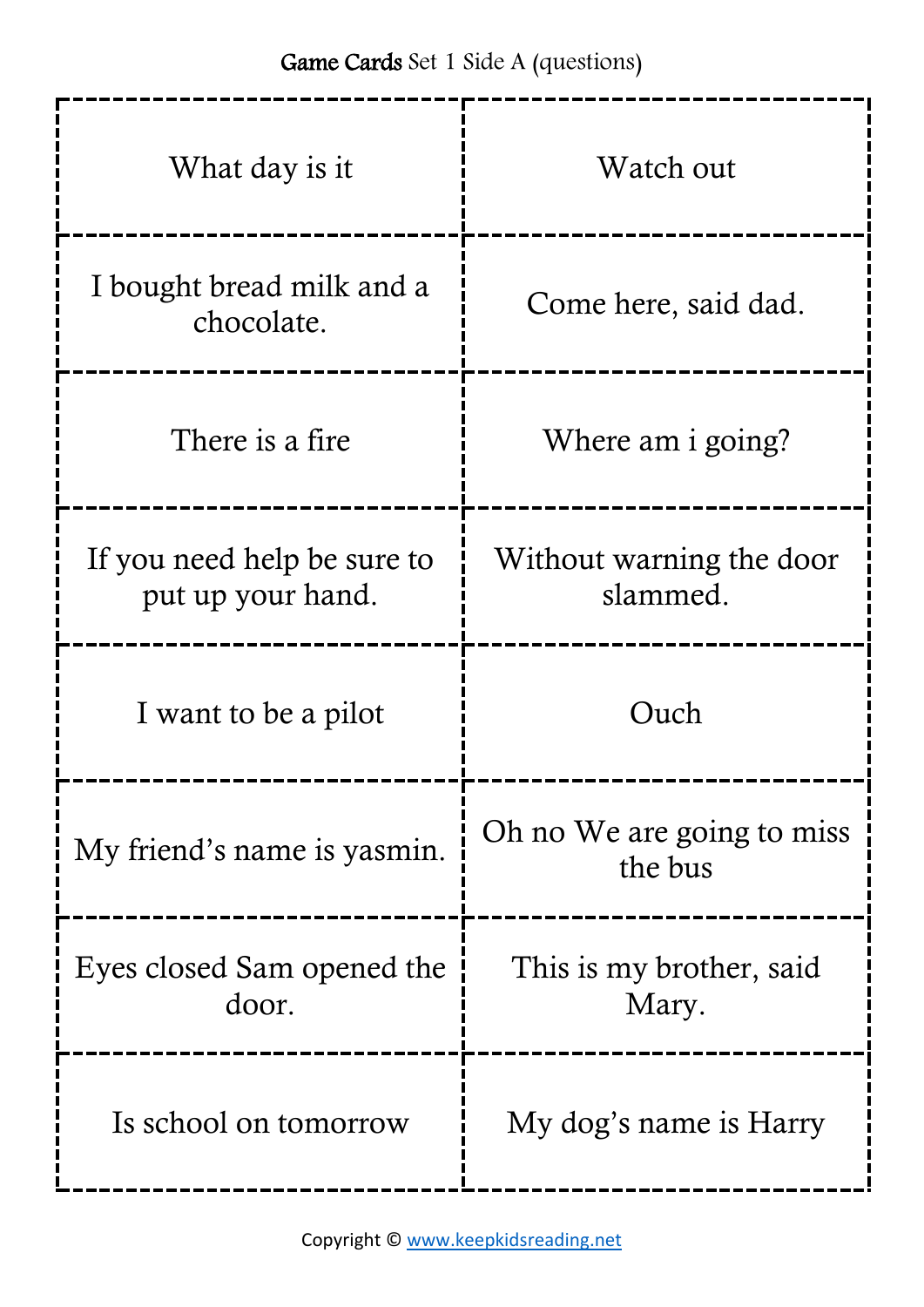Game Cards Set 1 Side A (questions)

| | |
|---|---|
| What day is it | Watch out |
| I bought bread milk and a chocolate. | Come here, said dad. |
| There is a fire | Where am i going? |
| If you need help be sure to put up your hand. | Without warning the door slammed. |
| I want to be a pilot | Ouch |
| My friend's name is yasmin. | Oh no We are going to miss the bus |
| Eyes closed Sam opened the door. | This is my brother, said Mary. |
| Is school on tomorrow | My dog's name is Harry |

Copyright © www.keepkidsreading.net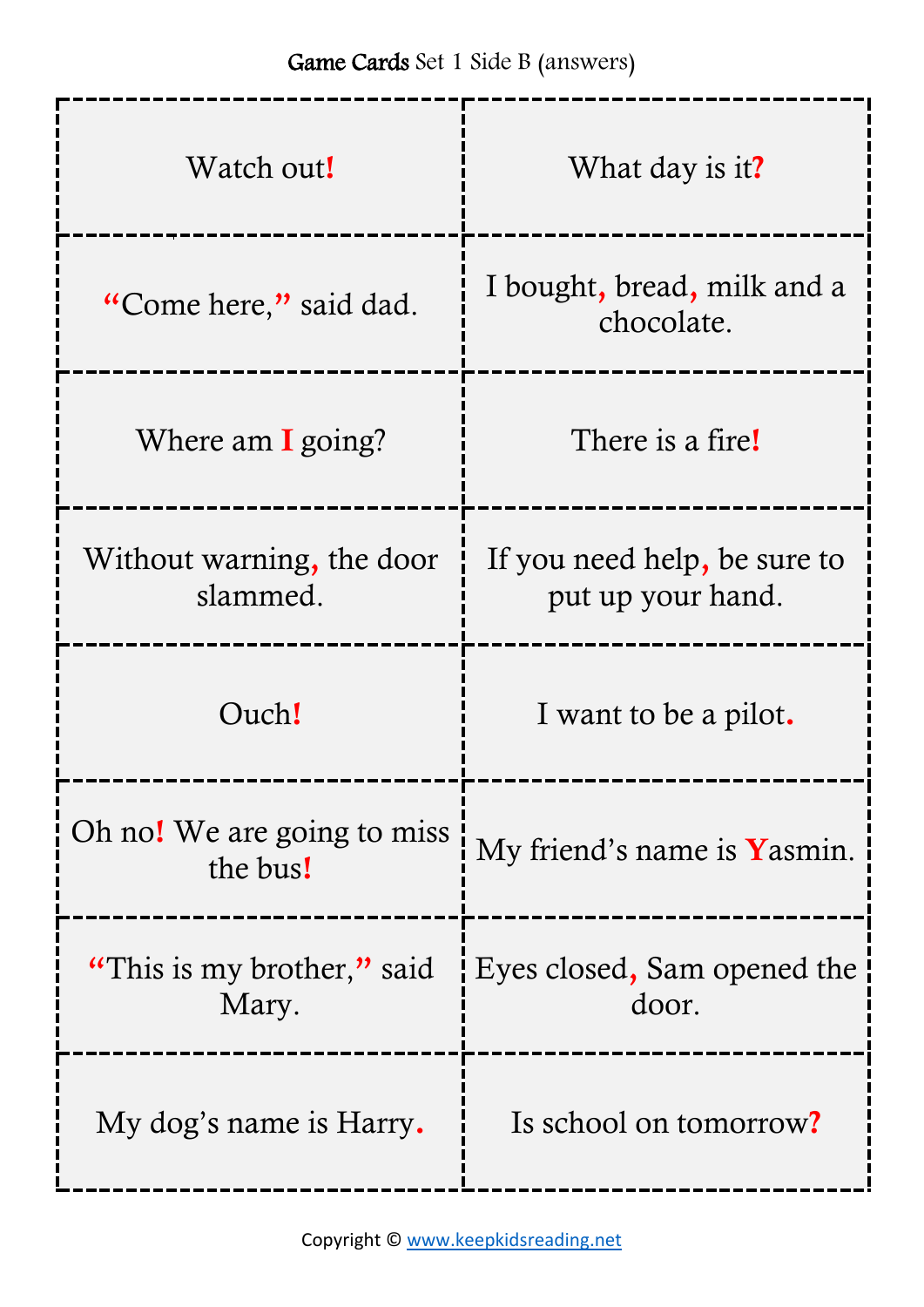**Game Cards** Set 1 Side B (answers)

| | |
|---|---|
| Watch out! | What day is it? |
| "Come here," said dad. | I bought, bread, milk and a chocolate. |
| Where am I going? | There is a fire! |
| Without warning, the door slammed. | If you need help, be sure to put up your hand. |
| Ouch! | I want to be a pilot. |
| Oh no! We are going to miss the bus! | My friend's name is Yasmin. |
| "This is my brother," said Mary. | Eyes closed, Sam opened the door. |
| My dog's name is Harry. | Is school on tomorrow? |

Copyright © www.keepkidsreading.net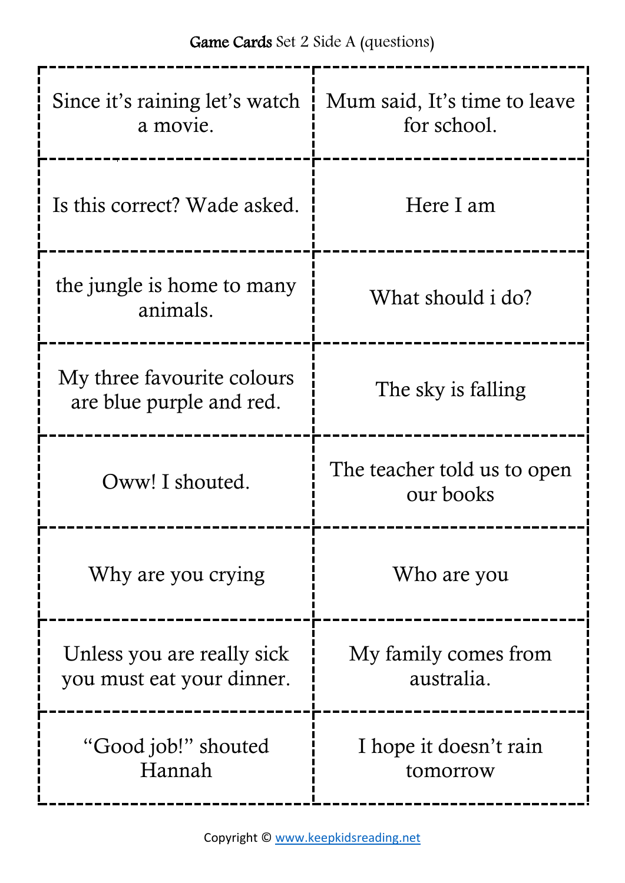Game Cards Set 2 Side A (questions)

| | |
|---|---|
| Since it’s raining let’s watch a movie. | Mum said, It’s time to leave for school. |
| Is this correct? Wade asked. | Here I am |
| the jungle is home to many animals. | What should i do? |
| My three favourite colours are blue purple and red. | The sky is falling |
| Oww! I shouted. | The teacher told us to open our books |
| Why are you crying | Who are you |
| Unless you are really sick you must eat your dinner. | My family comes from australia. |
| “Good job!” shouted Hannah | I hope it doesn’t rain tomorrow |

Copyright © www.keepkidsreading.net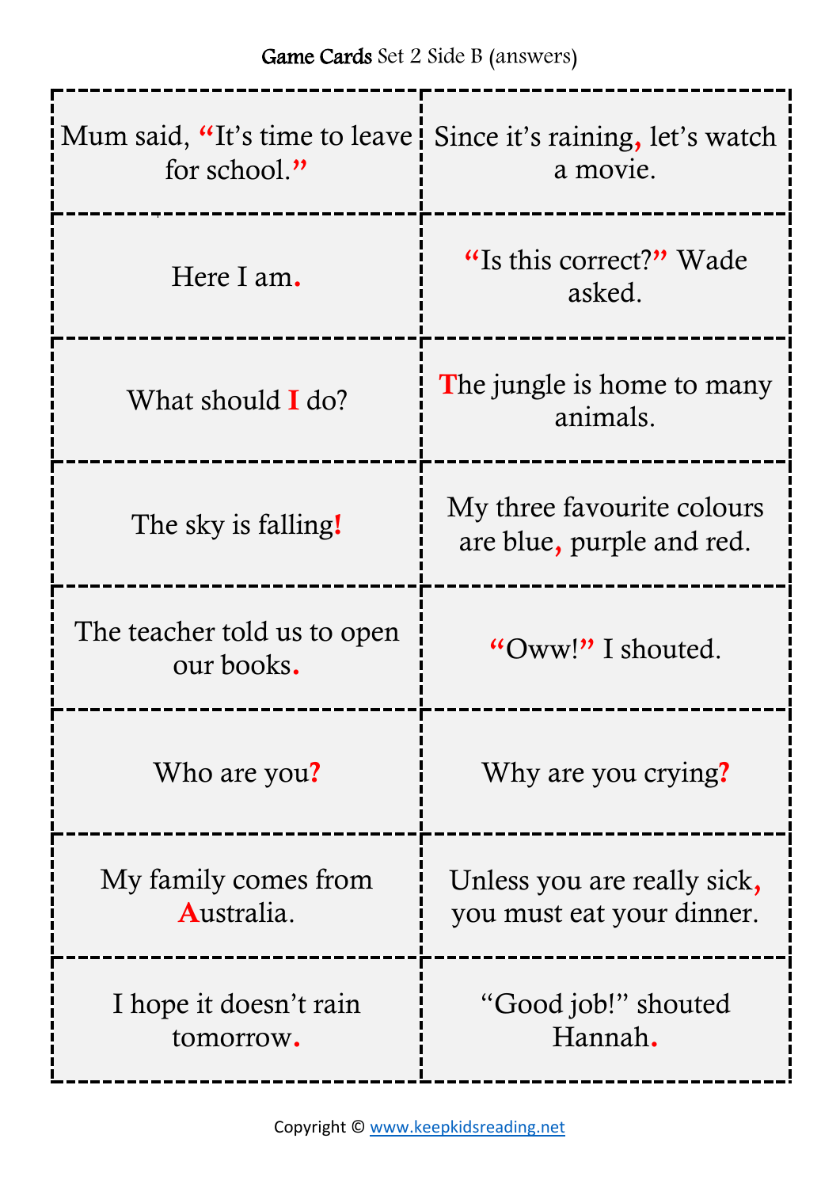**Game Cards** Set 2 Side B (answers)

| | |
|---|---|
| Mum said, "It's time to leave for school." | Since it's raining, let's watch a movie. |
| Here I am. | "Is this correct?" Wade asked. |
| What should I do? | The jungle is home to many animals. |
| The sky is falling! | My three favourite colours are blue, purple and red. |
| The teacher told us to open our books. | "Oww!" I shouted. |
| Who are you? | Why are you crying? |
| My family comes from Australia. | Unless you are really sick, you must eat your dinner. |
| I hope it doesn't rain tomorrow. | "Good job!" shouted Hannah. |

Copyright © www.keepkidsreading.net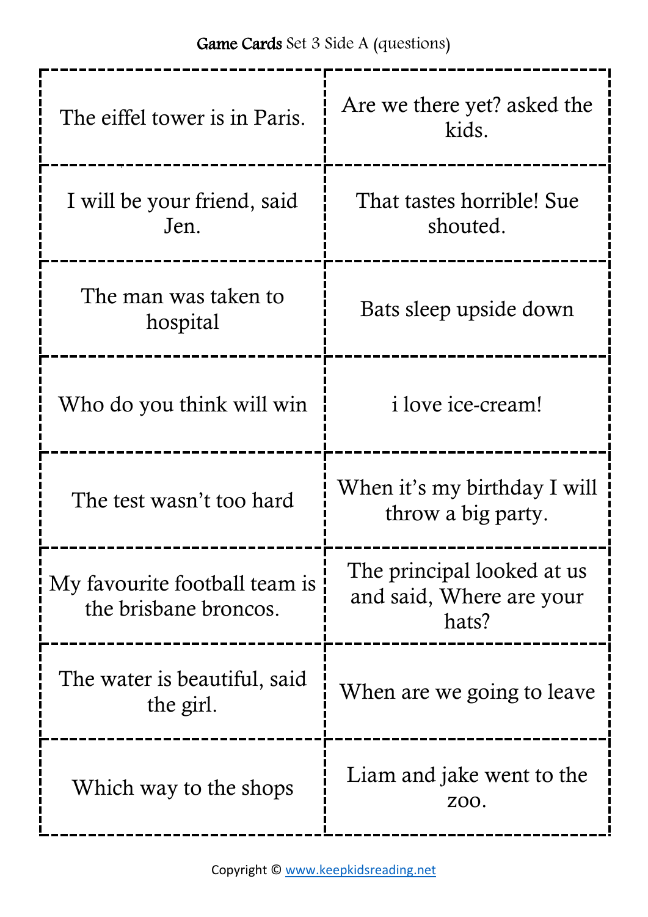Game Cards Set 3 Side A (questions)

| | |
|---|---|
| The eiffel tower is in Paris. | Are we there yet? asked the kids. |
| I will be your friend, said Jen. | That tastes horrible! Sue shouted. |
| The man was taken to hospital | Bats sleep upside down |
| Who do you think will win | i love ice-cream! |
| The test wasn't too hard | When it's my birthday I will throw a big party. |
| My favourite football team is the brisbane broncos. | The principal looked at us and said, Where are your hats? |
| The water is beautiful, said the girl. | When are we going to leave |
| Which way to the shops | Liam and jake went to the zoo. |

Copyright © www.keepkidsreading.net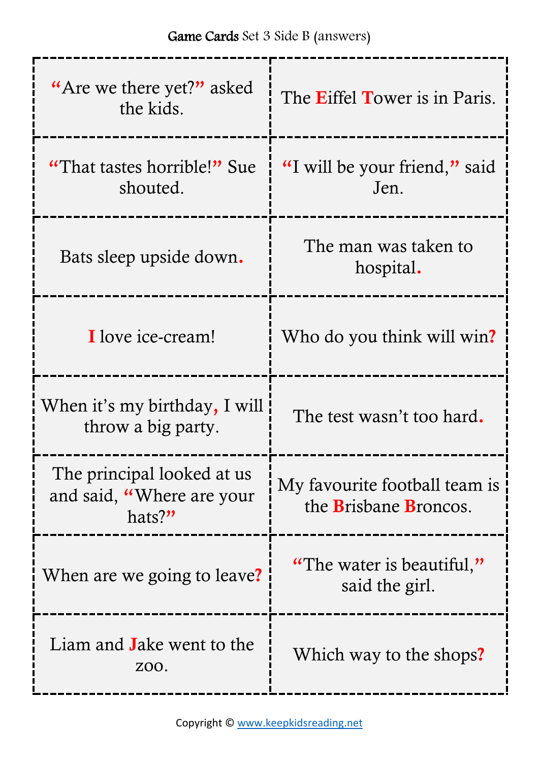**Game Cards** Set 3 Side B (answers)

| | |
|---|---|
| “Are we there yet?” asked the kids. | The Eiffel Tower is in Paris. |
| “That tastes horrible!” Sue shouted. | “I will be your friend,” said Jen. |
| Bats sleep upside down. | The man was taken to hospital. |
| I love ice-cream! | Who do you think will win? |
| When it’s my birthday, I will throw a big party. | The test wasn’t too hard. |
| The principal looked at us and said, “Where are your hats?” | My favourite football team is the Brisbane Broncos. |
| When are we going to leave? | “The water is beautiful,” said the girl. |
| Liam and Jake went to the zoo. | Which way to the shops? |

Copyright © www.keepkidsreading.net